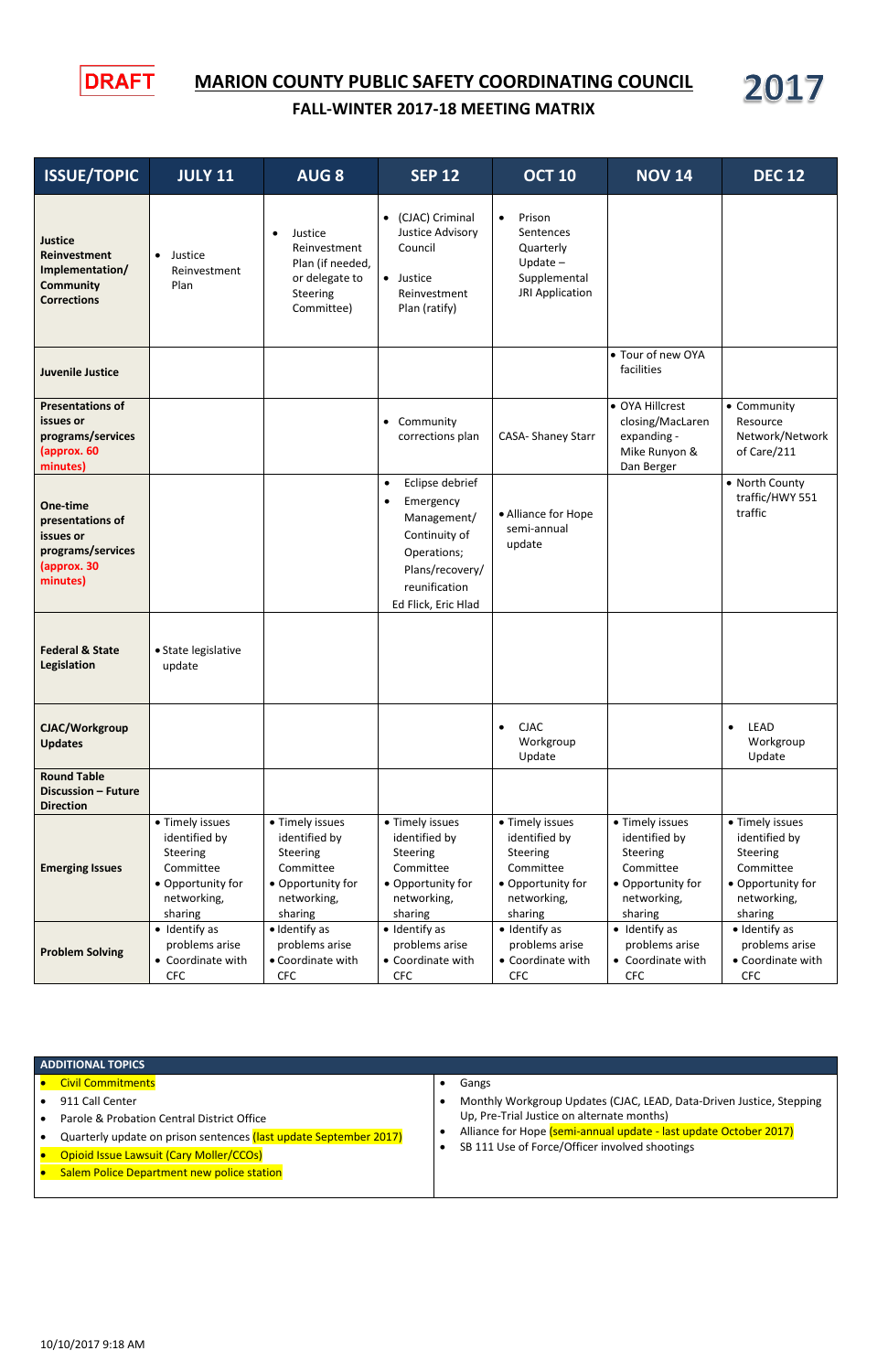DRAFT

# MARION COUNTY PUBLIC SAFETY COORDINATING COUNCIL

2017

## FALL-WINTER 2017-18 MEETING MATRIX

| ISSUE/TOPIC | JULY 11 | AUG 8 | SEP 12 | OCT 10 | NOV 14 | DEC 12 |
|---|---|---|---|---|---|---|
| **Justice Reinvestment Implementation/ Community Corrections** | • Justice Reinvestment Plan | • Justice Reinvestment Plan (if needed, or delegate to Steering Committee) | • (CJAC) Criminal Justice Advisory Council<br>• Justice Reinvestment Plan (ratify) | • Prison Sentences Quarterly Update – Supplemental JRI Application | | |
| **Juvenile Justice** | | | | | • Tour of new OYA facilities | |
| **Presentations of issues or programs/services (approx. 60 minutes)** | | | • Community corrections plan | CASA- Shaney Starr | • OYA Hillcrest closing/MacLaren expanding - Mike Runyon & Dan Berger | • Community Resource Network/Network of Care/211 |
| **One-time presentations of issues or programs/services (approx. 30 minutes)** | | | • Eclipse debrief<br>• Emergency Management/ Continuity of Operations; Plans/recovery/ reunification<br>Ed Flick, Eric Hlad | • Alliance for Hope semi-annual update | | • North County traffic/HWY 551 traffic |
| **Federal & State Legislation** | • State legislative update | | | | | |
| **CJAC/Workgroup Updates** | | | | • CJAC Workgroup Update | | • LEAD Workgroup Update |
| **Round Table Discussion – Future Direction** | | | | | | |
| **Emerging Issues** | • Timely issues identified by Steering Committee<br>• Opportunity for networking, sharing | • Timely issues identified by Steering Committee<br>• Opportunity for networking, sharing | • Timely issues identified by Steering Committee<br>• Opportunity for networking, sharing | • Timely issues identified by Steering Committee<br>• Opportunity for networking, sharing | • Timely issues identified by Steering Committee<br>• Opportunity for networking, sharing | • Timely issues identified by Steering Committee<br>• Opportunity for networking, sharing |
| **Problem Solving** | • Identify as problems arise<br>• Coordinate with CFC | • Identify as problems arise<br>• Coordinate with CFC | • Identify as problems arise<br>• Coordinate with CFC | • Identify as problems arise<br>• Coordinate with CFC | • Identify as problems arise<br>• Coordinate with CFC | • Identify as problems arise<br>• Coordinate with CFC |

**ADDITIONAL TOPICS**

- Civil Commitments
- 911 Call Center
- Parole & Probation Central District Office
- Quarterly update on prison sentences (last update September 2017)
- Opioid Issue Lawsuit (Cary Moller/CCOs)
- Salem Police Department new police station
- Gangs
- Monthly Workgroup Updates (CJAC, LEAD, Data-Driven Justice, Stepping Up, Pre-Trial Justice on alternate months)
- Alliance for Hope (semi-annual update - last update October 2017)
- SB 111 Use of Force/Officer involved shootings

10/10/2017 9:18 AM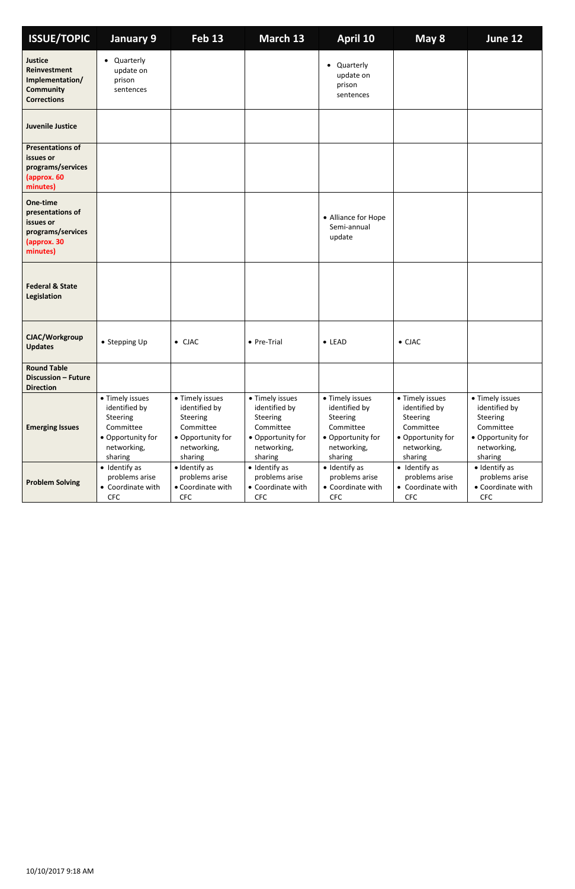| ISSUE/TOPIC | January 9 | Feb 13 | March 13 | April 10 | May 8 | June 12 |
|---|---|---|---|---|---|---|
| **Justice Reinvestment Implementation/ Community Corrections** | • Quarterly update on prison sentences | | | • Quarterly update on prison sentences | | |
| **Juvenile Justice** | | | | | | |
| **Presentations of issues or programs/services (approx. 60 minutes)** | | | | | | |
| **One-time presentations of issues or programs/services (approx. 30 minutes)** | | | | • Alliance for Hope Semi-annual update | | |
| **Federal & State Legislation** | | | | | | |
| **CJAC/Workgroup Updates** | • Stepping Up | • CJAC | • Pre-Trial | • LEAD | • CJAC | |
| **Round Table Discussion – Future Direction** | | | | | | |
| **Emerging Issues** | • Timely issues identified by Steering Committee • Opportunity for networking, sharing | • Timely issues identified by Steering Committee • Opportunity for networking, sharing | • Timely issues identified by Steering Committee • Opportunity for networking, sharing | • Timely issues identified by Steering Committee • Opportunity for networking, sharing | • Timely issues identified by Steering Committee • Opportunity for networking, sharing | • Timely issues identified by Steering Committee • Opportunity for networking, sharing |
| **Problem Solving** | • Identify as problems arise • Coordinate with CFC | • Identify as problems arise • Coordinate with CFC | • Identify as problems arise • Coordinate with CFC | • Identify as problems arise • Coordinate with CFC | • Identify as problems arise • Coordinate with CFC | • Identify as problems arise • Coordinate with CFC |

10/10/2017 9:18 AM